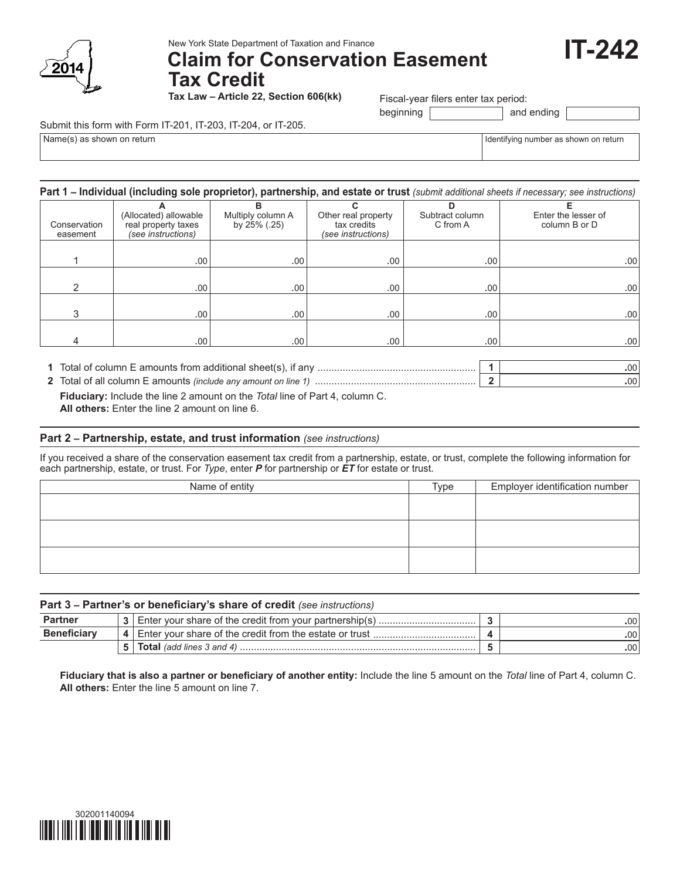New York State Department of Taxation and Finance

# Claim for Conservation Easement Tax Credit

**IT-242**

2014

**Tax Law – Article 22, Section 606(kk)**

Fiscal-year filers enter tax period:

beginning ____________ and ending ____________

Submit this form with Form IT-201, IT-203, IT-204, or IT-205.

| Name(s) as shown on return | Identifying number as shown on return |
|---|---|
| | |

## Part 1 – Individual (including sole proprietor), partnership, and estate or trust *(submit additional sheets if necessary; see instructions)*

| Conservation easement | A (Allocated) allowable real property taxes *(see instructions)* | B Multiply column A by 25% (.25) | C Other real property tax credits *(see instructions)* | D Subtract column C from A | E Enter the lesser of column B or D |
|---|---|---|---|---|---|
| 1 | .00 | .00 | .00 | .00 | .00 |
| 2 | .00 | .00 | .00 | .00 | .00 |
| 3 | .00 | .00 | .00 | .00 | .00 |
| 4 | .00 | .00 | .00 | .00 | .00 |

| | | | |
|---|---|---|---|
| **1** | Total of column E amounts from additional sheet(s), if any | **1** | .00 |
| **2** | Total of all column E amounts *(include any amount on line 1)* | **2** | .00 |

**Fiduciary:** Include the line 2 amount on the *Total* line of Part 4, column C.
**All others:** Enter the line 2 amount on line 6.

## Part 2 – Partnership, estate, and trust information *(see instructions)*

If you received a share of the conservation easement tax credit from a partnership, estate, or trust, complete the following information for each partnership, estate, or trust. For *Type*, enter ***P*** for partnership or ***ET*** for estate or trust.

| Name of entity | Type | Employer identification number |
|---|---|---|
| | | |
| | | |
| | | |

## Part 3 – Partner's or beneficiary's share of credit *(see instructions)*

| | | | | |
|---|---|---|---|---|
| **Partner** | **3** | Enter your share of the credit from your partnership(s) | **3** | .00 |
| **Beneficiary** | **4** | Enter your share of the credit from the estate or trust | **4** | .00 |
| | **5** | **Total** *(add lines 3 and 4)* | **5** | .00 |

**Fiduciary that is also a partner or beneficiary of another entity:** Include the line 5 amount on the *Total* line of Part 4, column C.
**All others:** Enter the line 5 amount on line 7.

302001140094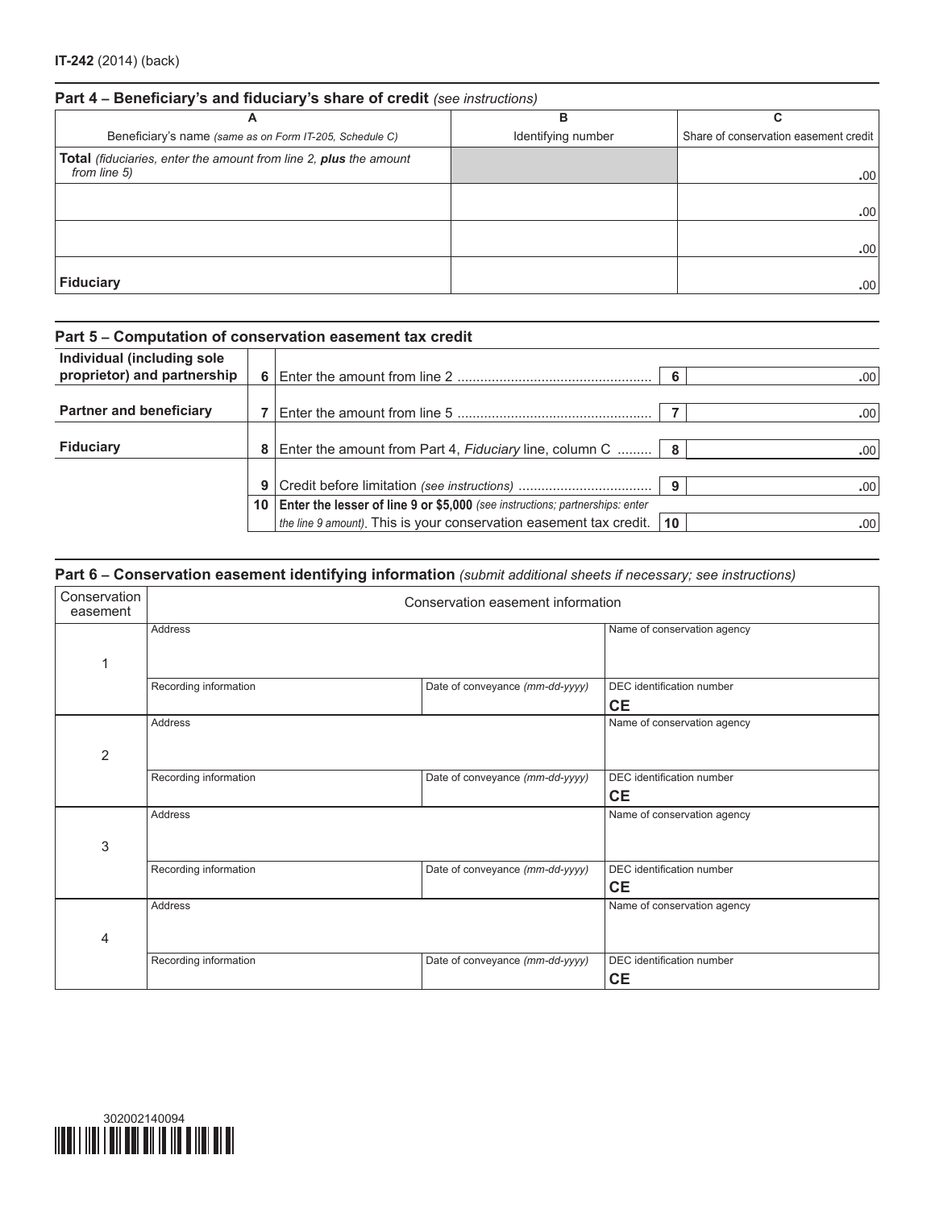IT-242 (2014) (back)

## Part 4 – Beneficiary's and fiduciary's share of credit *(see instructions)*

| A | B | C |
|---|---|---|
| Beneficiary's name *(same as on Form IT-205, Schedule C)* | Identifying number | Share of conservation easement credit |
| **Total** *(fiduciaries, enter the amount from line 2, **plus** the amount from line 5)* | | .00 |
| | | .00 |
| | | .00 |
| **Fiduciary** | | .00 |

## Part 5 – Computation of conservation easement tax credit

| | | | | |
|---|---|---|---|---|
| **Individual (including sole proprietor) and partnership** | 6 | Enter the amount from line 2 | 6 | .00 |
| **Partner and beneficiary** | 7 | Enter the amount from line 5 | 7 | .00 |
| **Fiduciary** | 8 | Enter the amount from Part 4, *Fiduciary* line, column C | 8 | .00 |
| | 9 | Credit before limitation *(see instructions)* | 9 | .00 |
| | 10 | **Enter the lesser of line 9 or $5,000** *(see instructions; partnerships: enter the line 9 amount)*. This is your conservation easement tax credit. | 10 | .00 |

## Part 6 – Conservation easement identifying information *(submit additional sheets if necessary; see instructions)*

| Conservation easement | Conservation easement information | | |
|---|---|---|---|
| 1 | Address | | Name of conservation agency |
| | Recording information | Date of conveyance *(mm-dd-yyyy)* | DEC identification number **CE** |
| 2 | Address | | Name of conservation agency |
| | Recording information | Date of conveyance *(mm-dd-yyyy)* | DEC identification number **CE** |
| 3 | Address | | Name of conservation agency |
| | Recording information | Date of conveyance *(mm-dd-yyyy)* | DEC identification number **CE** |
| 4 | Address | | Name of conservation agency |
| | Recording information | Date of conveyance *(mm-dd-yyyy)* | DEC identification number **CE** |

302002140094